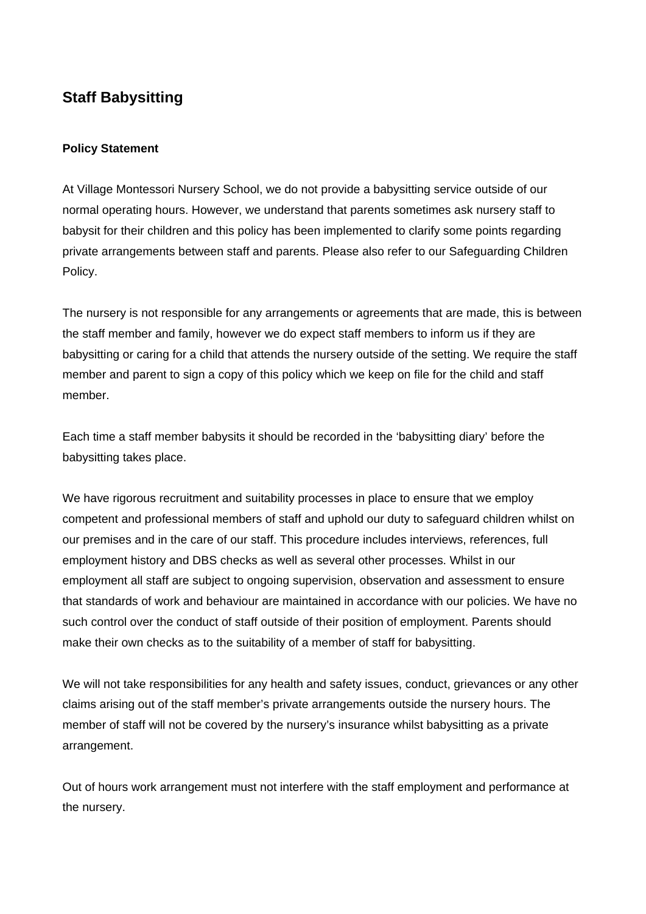## Staff Babysitting

### Policy Statement

At Village Montessori Nursery School, we do not provide a babysitting service outside of our normal operating hours. However, we understand that parents sometimes ask nursery staff to babysit for their children and this policy has been implemented to clarify some points regarding private arrangements between staff and parents. Please also refer to our Safeguarding Children Policy.

The nursery is not responsible for any arrangements or agreements that are made, this is between the staff member and family, however we do expect staff members to inform us if they are babysitting or caring for a child that attends the nursery outside of the setting. We require the staff member and parent to sign a copy of this policy which we keep on file for the child and staff member.

Each time a staff member babysits it should be recorded in the 'babysitting diary' before the babysitting takes place.

We have rigorous recruitment and suitability processes in place to ensure that we employ competent and professional members of staff and uphold our duty to safeguard children whilst on our premises and in the care of our staff. This procedure includes interviews, references, full employment history and DBS checks as well as several other processes. Whilst in our employment all staff are subject to ongoing supervision, observation and assessment to ensure that standards of work and behaviour are maintained in accordance with our policies. We have no such control over the conduct of staff outside of their position of employment. Parents should make their own checks as to the suitability of a member of staff for babysitting.

We will not take responsibilities for any health and safety issues, conduct, grievances or any other claims arising out of the staff member's private arrangements outside the nursery hours. The member of staff will not be covered by the nursery's insurance whilst babysitting as a private arrangement.

Out of hours work arrangement must not interfere with the staff employment and performance at the nursery.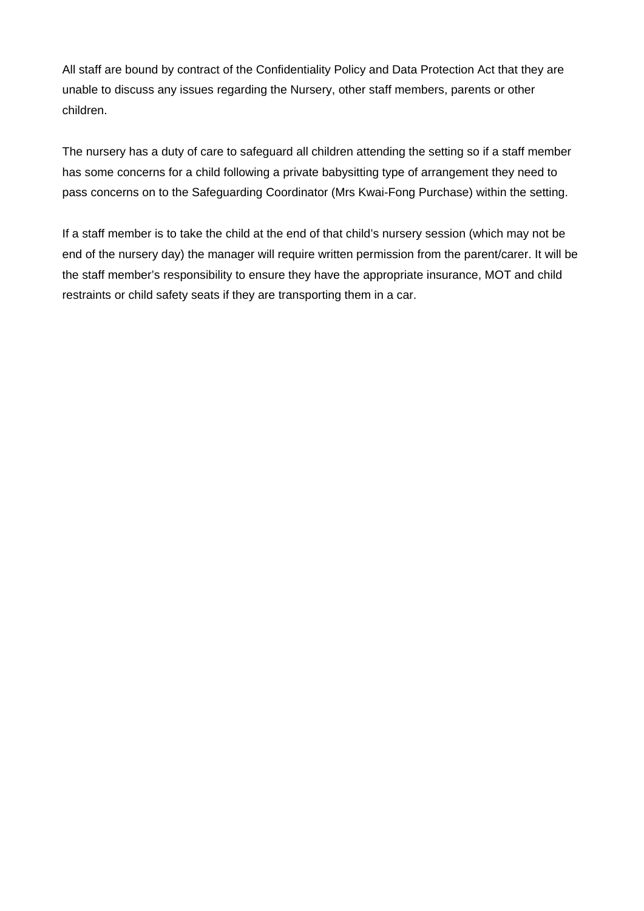All staff are bound by contract of the Confidentiality Policy and Data Protection Act that they are unable to discuss any issues regarding the Nursery, other staff members, parents or other children.

The nursery has a duty of care to safeguard all children attending the setting so if a staff member has some concerns for a child following a private babysitting type of arrangement they need to pass concerns on to the Safeguarding Coordinator (Mrs Kwai-Fong Purchase) within the setting.

If a staff member is to take the child at the end of that child's nursery session (which may not be end of the nursery day) the manager will require written permission from the parent/carer. It will be the staff member's responsibility to ensure they have the appropriate insurance, MOT and child restraints or child safety seats if they are transporting them in a car.